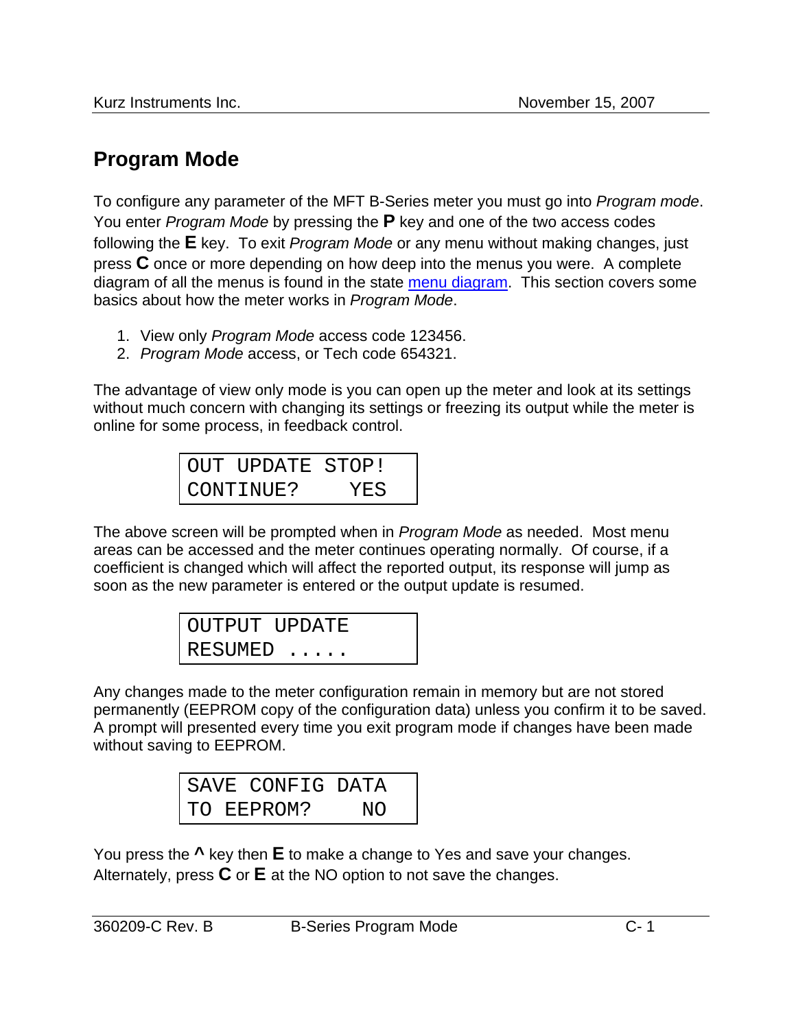## Program Mode

To configure any parameter of the MFT B-Series meter you must go into *Program mode*. You enter *Program Mode* by pressing the **P** key and one of the two access codes following the **E** key. To exit *Program Mode* or any menu without making changes, just press **C** once or more depending on how deep into the menus you were. A complete diagram of all the menus is found in the state menu diagram. This section covers some basics about how the meter works in *Program Mode*.

1. View only *Program Mode* access code 123456.
2. *Program Mode* access, or Tech code 654321.

The advantage of view only mode is you can open up the meter and look at its settings without much concern with changing its settings or freezing its output while the meter is online for some process, in feedback control.

```
OUT UPDATE STOP!
CONTINUE?    YES
```

The above screen will be prompted when in *Program Mode* as needed. Most menu areas can be accessed and the meter continues operating normally. Of course, if a coefficient is changed which will affect the reported output, its response will jump as soon as the new parameter is entered or the output update is resumed.

```
OUTPUT UPDATE
RESUMED .....
```

Any changes made to the meter configuration remain in memory but are not stored permanently (EEPROM copy of the configuration data) unless you confirm it to be saved. A prompt will presented every time you exit program mode if changes have been made without saving to EEPROM.

```
SAVE CONFIG DATA
TO EEPROM?    NO
```

You press the **^** key then **E** to make a change to Yes and save your changes. Alternately, press **C** or **E** at the NO option to not save the changes.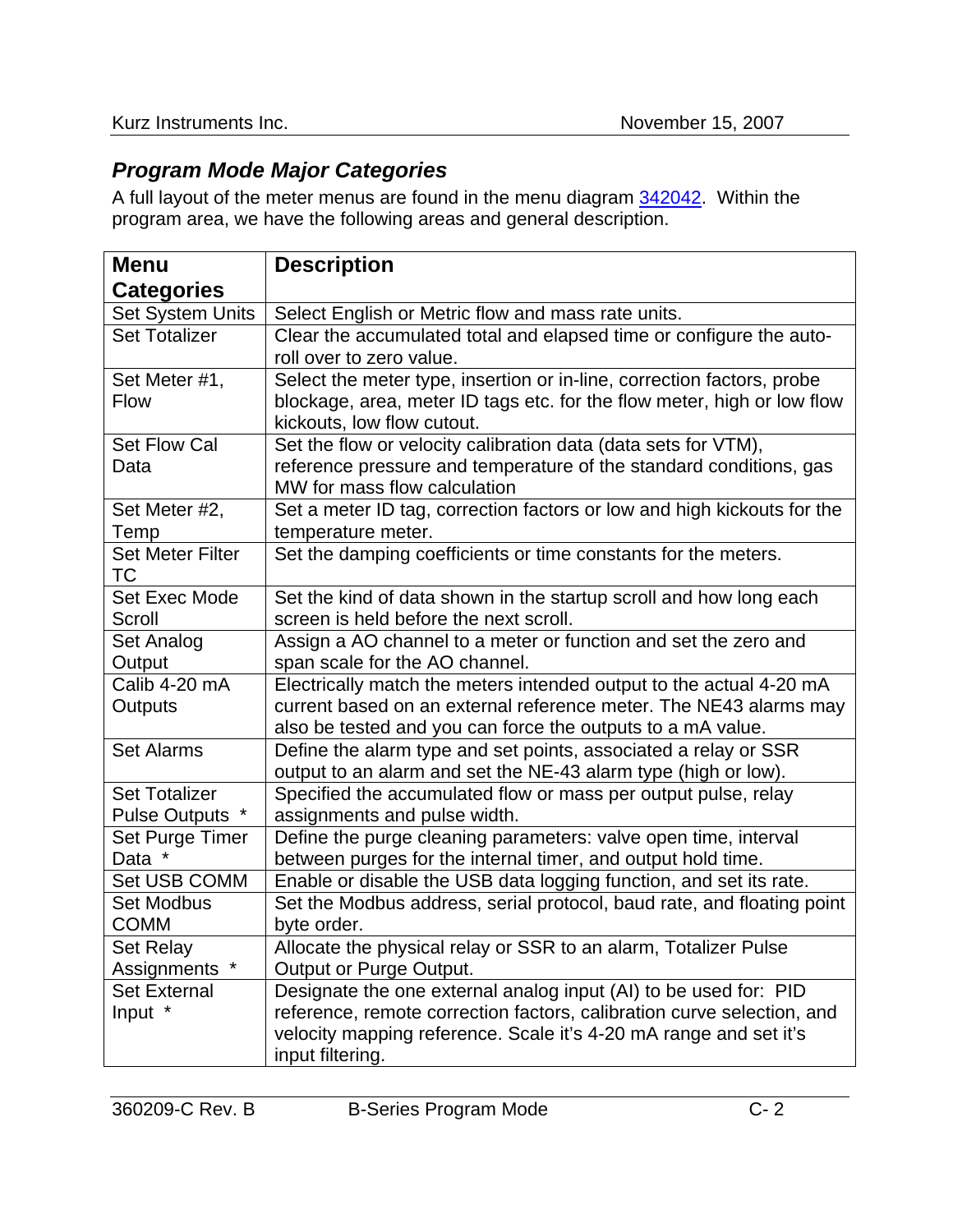### *Program Mode Major Categories*

A full layout of the meter menus are found in the menu diagram 342042. Within the program area, we have the following areas and general description.

| Menu Categories | Description |
|---|---|
| Set System Units | Select English or Metric flow and mass rate units. |
| Set Totalizer | Clear the accumulated total and elapsed time or configure the auto-roll over to zero value. |
| Set Meter #1, Flow | Select the meter type, insertion or in-line, correction factors, probe blockage, area, meter ID tags etc. for the flow meter, high or low flow kickouts, low flow cutout. |
| Set Flow Cal Data | Set the flow or velocity calibration data (data sets for VTM), reference pressure and temperature of the standard conditions, gas MW for mass flow calculation |
| Set Meter #2, Temp | Set a meter ID tag, correction factors or low and high kickouts for the temperature meter. |
| Set Meter Filter TC | Set the damping coefficients or time constants for the meters. |
| Set Exec Mode Scroll | Set the kind of data shown in the startup scroll and how long each screen is held before the next scroll. |
| Set Analog Output | Assign a AO channel to a meter or function and set the zero and span scale for the AO channel. |
| Calib 4-20 mA Outputs | Electrically match the meters intended output to the actual 4-20 mA current based on an external reference meter. The NE43 alarms may also be tested and you can force the outputs to a mA value. |
| Set Alarms | Define the alarm type and set points, associated a relay or SSR output to an alarm and set the NE-43 alarm type (high or low). |
| Set Totalizer Pulse Outputs * | Specified the accumulated flow or mass per output pulse, relay assignments and pulse width. |
| Set Purge Timer Data * | Define the purge cleaning parameters: valve open time, interval between purges for the internal timer, and output hold time. |
| Set USB COMM | Enable or disable the USB data logging function, and set its rate. |
| Set Modbus COMM | Set the Modbus address, serial protocol, baud rate, and floating point byte order. |
| Set Relay Assignments * | Allocate the physical relay or SSR to an alarm, Totalizer Pulse Output or Purge Output. |
| Set External Input * | Designate the one external analog input (AI) to be used for: PID reference, remote correction factors, calibration curve selection, and velocity mapping reference. Scale it's 4-20 mA range and set it's input filtering. |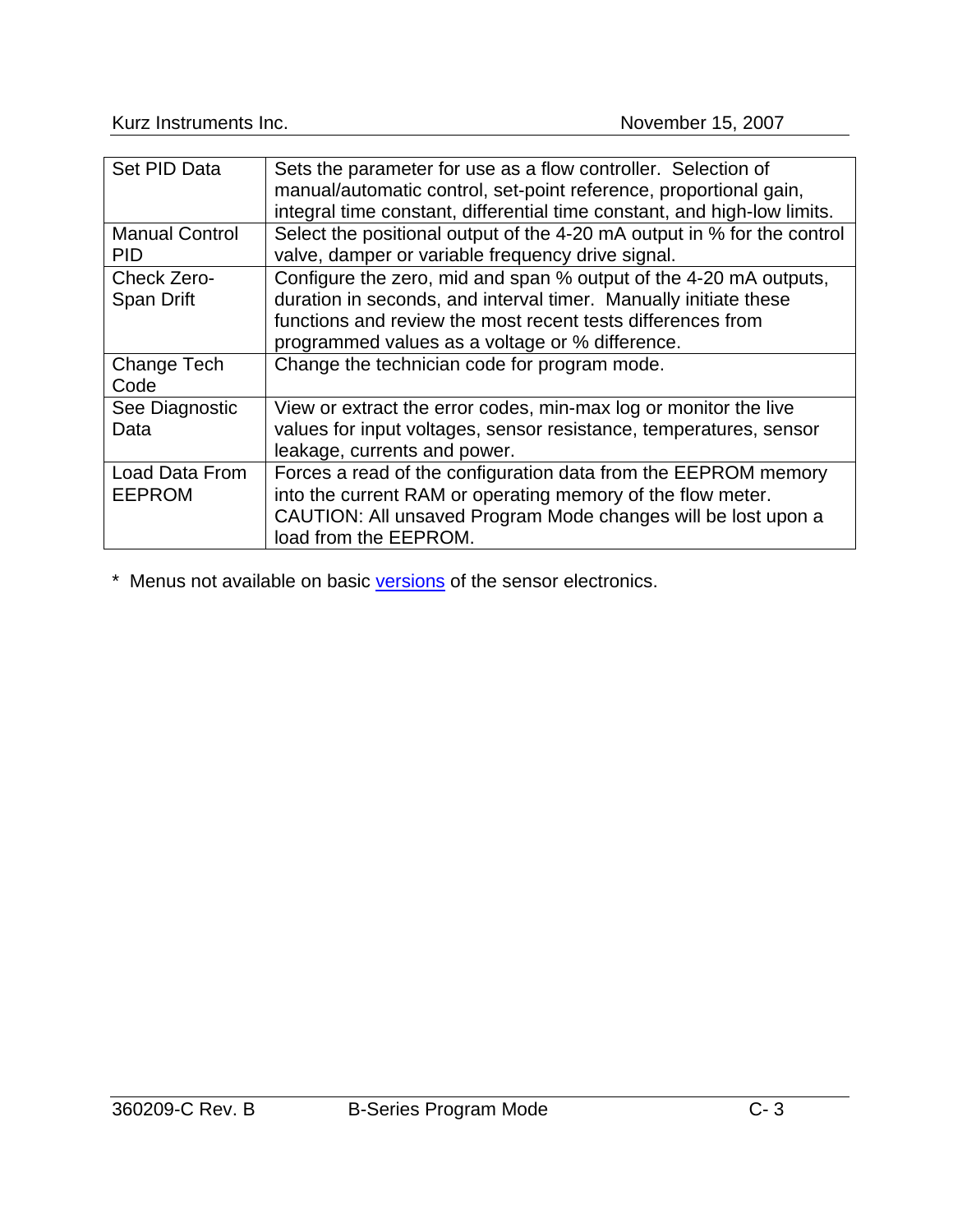| | |
|---|---|
| Set PID Data | Sets the parameter for use as a flow controller. Selection of manual/automatic control, set-point reference, proportional gain, integral time constant, differential time constant, and high-low limits. |
| Manual Control PID | Select the positional output of the 4-20 mA output in % for the control valve, damper or variable frequency drive signal. |
| Check Zero-Span Drift | Configure the zero, mid and span % output of the 4-20 mA outputs, duration in seconds, and interval timer. Manually initiate these functions and review the most recent tests differences from programmed values as a voltage or % difference. |
| Change Tech Code | Change the technician code for program mode. |
| See Diagnostic Data | View or extract the error codes, min-max log or monitor the live values for input voltages, sensor resistance, temperatures, sensor leakage, currents and power. |
| Load Data From EEPROM | Forces a read of the configuration data from the EEPROM memory into the current RAM or operating memory of the flow meter. CAUTION: All unsaved Program Mode changes will be lost upon a load from the EEPROM. |

* Menus not available on basic versions of the sensor electronics.